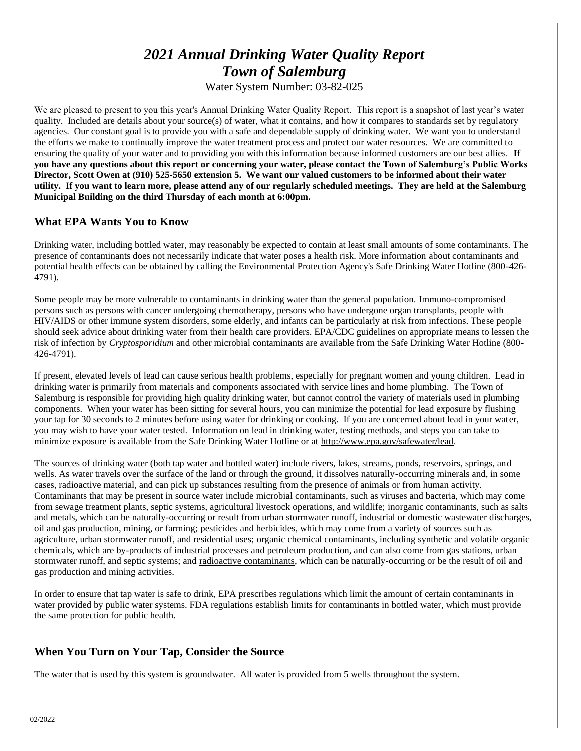# *2021 Annual Drinking Water Quality Report*
# *Town of Salemburg*

Water System Number: 03-82-025

We are pleased to present to you this year's Annual Drinking Water Quality Report. This report is a snapshot of last year's water quality. Included are details about your source(s) of water, what it contains, and how it compares to standards set by regulatory agencies. Our constant goal is to provide you with a safe and dependable supply of drinking water. We want you to understand the efforts we make to continually improve the water treatment process and protect our water resources. We are committed to ensuring the quality of your water and to providing you with this information because informed customers are our best allies. **If you have any questions about this report or concerning your water, please contact the Town of Salemburg's Public Works Director, Scott Owen at (910) 525-5650 extension 5. We want our valued customers to be informed about their water utility. If you want to learn more, please attend any of our regularly scheduled meetings. They are held at the Salemburg Municipal Building on the third Thursday of each month at 6:00pm.**

## What EPA Wants You to Know

Drinking water, including bottled water, may reasonably be expected to contain at least small amounts of some contaminants. The presence of contaminants does not necessarily indicate that water poses a health risk. More information about contaminants and potential health effects can be obtained by calling the Environmental Protection Agency's Safe Drinking Water Hotline (800-426-4791).

Some people may be more vulnerable to contaminants in drinking water than the general population. Immuno-compromised persons such as persons with cancer undergoing chemotherapy, persons who have undergone organ transplants, people with HIV/AIDS or other immune system disorders, some elderly, and infants can be particularly at risk from infections. These people should seek advice about drinking water from their health care providers. EPA/CDC guidelines on appropriate means to lessen the risk of infection by *Cryptosporidium* and other microbial contaminants are available from the Safe Drinking Water Hotline (800-426-4791).

If present, elevated levels of lead can cause serious health problems, especially for pregnant women and young children. Lead in drinking water is primarily from materials and components associated with service lines and home plumbing. The Town of Salemburg is responsible for providing high quality drinking water, but cannot control the variety of materials used in plumbing components. When your water has been sitting for several hours, you can minimize the potential for lead exposure by flushing your tap for 30 seconds to 2 minutes before using water for drinking or cooking. If you are concerned about lead in your water, you may wish to have your water tested. Information on lead in drinking water, testing methods, and steps you can take to minimize exposure is available from the Safe Drinking Water Hotline or at http://www.epa.gov/safewater/lead.

The sources of drinking water (both tap water and bottled water) include rivers, lakes, streams, ponds, reservoirs, springs, and wells. As water travels over the surface of the land or through the ground, it dissolves naturally-occurring minerals and, in some cases, radioactive material, and can pick up substances resulting from the presence of animals or from human activity. Contaminants that may be present in source water include microbial contaminants, such as viruses and bacteria, which may come from sewage treatment plants, septic systems, agricultural livestock operations, and wildlife; inorganic contaminants, such as salts and metals, which can be naturally-occurring or result from urban stormwater runoff, industrial or domestic wastewater discharges, oil and gas production, mining, or farming; pesticides and herbicides, which may come from a variety of sources such as agriculture, urban stormwater runoff, and residential uses; organic chemical contaminants, including synthetic and volatile organic chemicals, which are by-products of industrial processes and petroleum production, and can also come from gas stations, urban stormwater runoff, and septic systems; and radioactive contaminants, which can be naturally-occurring or be the result of oil and gas production and mining activities.

In order to ensure that tap water is safe to drink, EPA prescribes regulations which limit the amount of certain contaminants in water provided by public water systems. FDA regulations establish limits for contaminants in bottled water, which must provide the same protection for public health.

## When You Turn on Your Tap, Consider the Source

The water that is used by this system is groundwater. All water is provided from 5 wells throughout the system.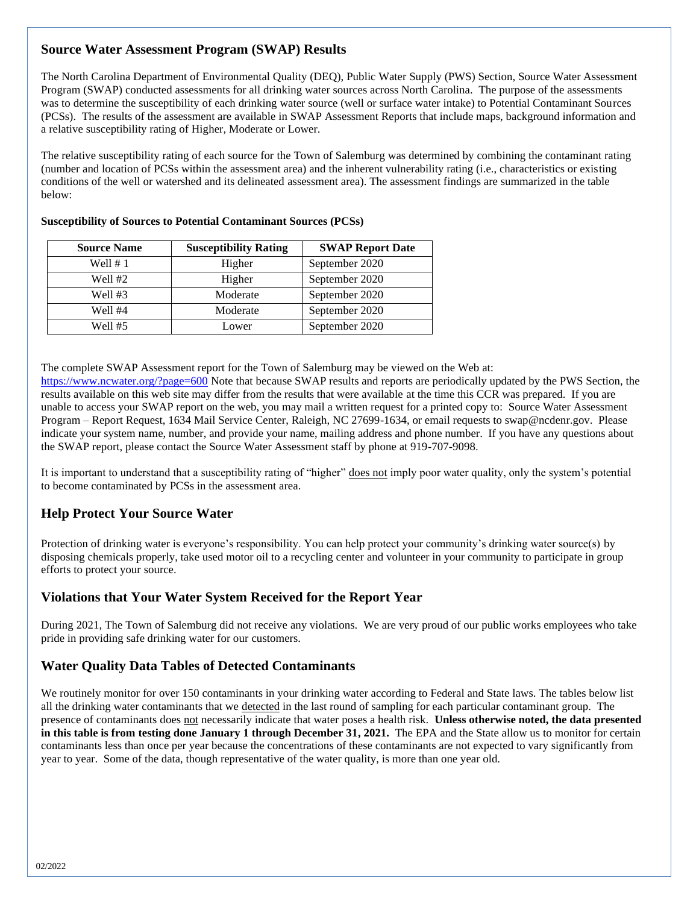## Source Water Assessment Program (SWAP) Results

The North Carolina Department of Environmental Quality (DEQ), Public Water Supply (PWS) Section, Source Water Assessment Program (SWAP) conducted assessments for all drinking water sources across North Carolina. The purpose of the assessments was to determine the susceptibility of each drinking water source (well or surface water intake) to Potential Contaminant Sources (PCSs). The results of the assessment are available in SWAP Assessment Reports that include maps, background information and a relative susceptibility rating of Higher, Moderate or Lower.

The relative susceptibility rating of each source for the Town of Salemburg was determined by combining the contaminant rating (number and location of PCSs within the assessment area) and the inherent vulnerability rating (i.e., characteristics or existing conditions of the well or watershed and its delineated assessment area). The assessment findings are summarized in the table below:

**Susceptibility of Sources to Potential Contaminant Sources (PCSs)**

| Source Name | Susceptibility Rating | SWAP Report Date |
|---|---|---|
| Well # 1 | Higher | September 2020 |
| Well #2 | Higher | September 2020 |
| Well #3 | Moderate | September 2020 |
| Well #4 | Moderate | September 2020 |
| Well #5 | Lower | September 2020 |

The complete SWAP Assessment report for the Town of Salemburg may be viewed on the Web at: https://www.ncwater.org/?page=600 Note that because SWAP results and reports are periodically updated by the PWS Section, the results available on this web site may differ from the results that were available at the time this CCR was prepared. If you are unable to access your SWAP report on the web, you may mail a written request for a printed copy to: Source Water Assessment Program – Report Request, 1634 Mail Service Center, Raleigh, NC 27699-1634, or email requests to swap@ncdenr.gov. Please indicate your system name, number, and provide your name, mailing address and phone number. If you have any questions about the SWAP report, please contact the Source Water Assessment staff by phone at 919-707-9098.

It is important to understand that a susceptibility rating of "higher" does not imply poor water quality, only the system's potential to become contaminated by PCSs in the assessment area.

## Help Protect Your Source Water

Protection of drinking water is everyone's responsibility. You can help protect your community's drinking water source(s) by disposing chemicals properly, take used motor oil to a recycling center and volunteer in your community to participate in group efforts to protect your source.

## Violations that Your Water System Received for the Report Year

During 2021, The Town of Salemburg did not receive any violations. We are very proud of our public works employees who take pride in providing safe drinking water for our customers.

## Water Quality Data Tables of Detected Contaminants

We routinely monitor for over 150 contaminants in your drinking water according to Federal and State laws. The tables below list all the drinking water contaminants that we detected in the last round of sampling for each particular contaminant group. The presence of contaminants does not necessarily indicate that water poses a health risk. **Unless otherwise noted, the data presented in this table is from testing done January 1 through December 31, 2021.** The EPA and the State allow us to monitor for certain contaminants less than once per year because the concentrations of these contaminants are not expected to vary significantly from year to year. Some of the data, though representative of the water quality, is more than one year old.

02/2022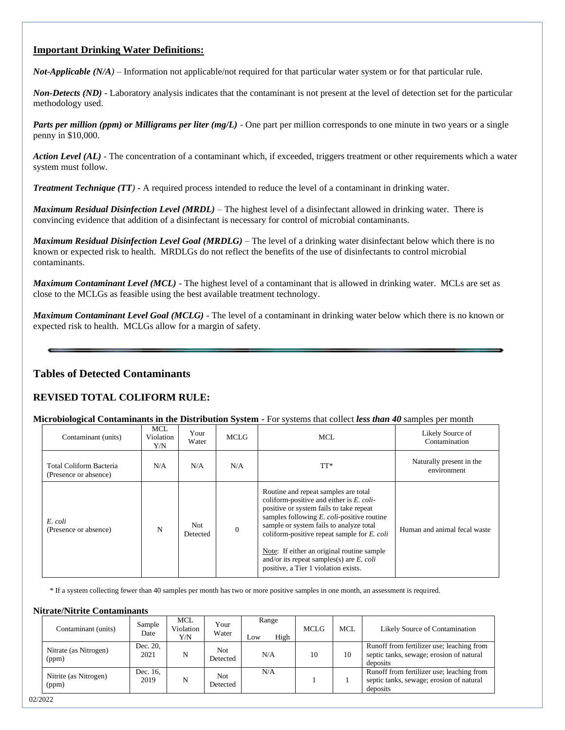## Important Drinking Water Definitions:

***Not-Applicable (N/A)*** – Information not applicable/not required for that particular water system or for that particular rule.

***Non-Detects (ND)*** - Laboratory analysis indicates that the contaminant is not present at the level of detection set for the particular methodology used.

***Parts per million (ppm) or Milligrams per liter (mg/L)*** - One part per million corresponds to one minute in two years or a single penny in $10,000.

***Action Level (AL)*** - The concentration of a contaminant which, if exceeded, triggers treatment or other requirements which a water system must follow.

***Treatment Technique (TT)*** - A required process intended to reduce the level of a contaminant in drinking water.

***Maximum Residual Disinfection Level (MRDL)*** – The highest level of a disinfectant allowed in drinking water. There is convincing evidence that addition of a disinfectant is necessary for control of microbial contaminants.

***Maximum Residual Disinfection Level Goal (MRDLG)*** – The level of a drinking water disinfectant below which there is no known or expected risk to health. MRDLGs do not reflect the benefits of the use of disinfectants to control microbial contaminants.

***Maximum Contaminant Level (MCL)*** - The highest level of a contaminant that is allowed in drinking water. MCLs are set as close to the MCLGs as feasible using the best available treatment technology.

***Maximum Contaminant Level Goal (MCLG)*** - The level of a contaminant in drinking water below which there is no known or expected risk to health. MCLGs allow for a margin of safety.

---

## Tables of Detected Contaminants

## REVISED TOTAL COLIFORM RULE:

**Microbiological Contaminants in the Distribution System** - For systems that collect ***less than 40*** samples per month

| Contaminant (units) | MCL Violation Y/N | Your Water | MCLG | MCL | Likely Source of Contamination |
|---|---|---|---|---|---|
| Total Coliform Bacteria (Presence or absence) | N/A | N/A | N/A | TT* | Naturally present in the environment |
| *E. coli* (Presence or absence) | N | Not Detected | 0 | Routine and repeat samples are total coliform-positive and either is *E. coli*-positive or system fails to take repeat samples following *E. coli*-positive routine sample or system fails to analyze total coliform-positive repeat sample for *E. coli*<br><br>Note: If either an original routine sample and/or its repeat samples(s) are *E. coli* positive, a Tier 1 violation exists. | Human and animal fecal waste |

\* If a system collecting fewer than 40 samples per month has two or more positive samples in one month, an assessment is required.

**Nitrate/Nitrite Contaminants**

| Contaminant (units) | Sample Date | MCL Violation Y/N | Your Water | Range Low | Range High | MCLG | MCL | Likely Source of Contamination |
|---|---|---|---|---|---|---|---|---|
| Nitrate (as Nitrogen) (ppm) | Dec. 20, 2021 | N | Not Detected | N/A | | 10 | 10 | Runoff from fertilizer use; leaching from septic tanks, sewage; erosion of natural deposits |
| Nitrite (as Nitrogen) (ppm) | Dec. 16, 2019 | N | Not Detected | N/A | | 1 | 1 | Runoff from fertilizer use; leaching from septic tanks, sewage; erosion of natural deposits |

02/2022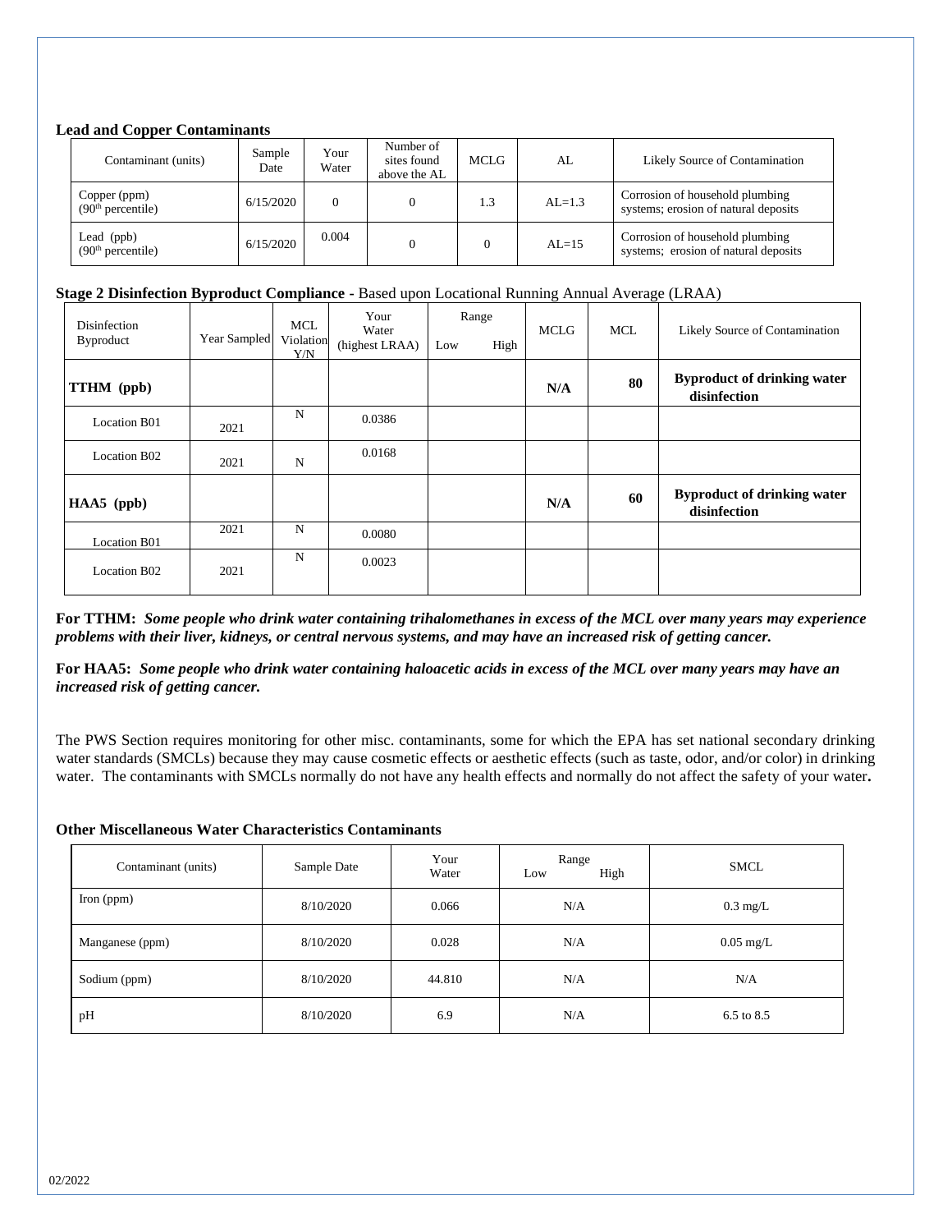**Lead and Copper Contaminants**

| Contaminant (units) | Sample Date | Your Water | Number of sites found above the AL | MCLG | AL | Likely Source of Contamination |
|---|---|---|---|---|---|---|
| Copper (ppm) (90th percentile) | 6/15/2020 | 0 | 0 | 1.3 | AL=1.3 | Corrosion of household plumbing systems; erosion of natural deposits |
| Lead (ppb) (90th percentile) | 6/15/2020 | 0.004 | 0 | 0 | AL=15 | Corrosion of household plumbing systems; erosion of natural deposits |

**Stage 2 Disinfection Byproduct Compliance -** Based upon Locational Running Annual Average (LRAA)

| Disinfection Byproduct | Year Sampled | MCL Violation Y/N | Your Water (highest LRAA) | Range | | MCLG | MCL | Likely Source of Contamination |
|---|---|---|---|---|---|---|---|---|
| | | | | Low | High | | | |
| **TTHM (ppb)** | | | | | | **N/A** | **80** | **Byproduct of drinking water disinfection** |
| Location B01 | 2021 | N | 0.0386 | | | | | |
| Location B02 | 2021 | N | 0.0168 | | | | | |
| **HAA5 (ppb)** | | | | | | **N/A** | **60** | **Byproduct of drinking water disinfection** |
| Location B01 | 2021 | N | 0.0080 | | | | | |
| Location B02 | 2021 | N | 0.0023 | | | | | |

**For TTHM:** ***Some people who drink water containing trihalomethanes in excess of the MCL over many years may experience problems with their liver, kidneys, or central nervous systems, and may have an increased risk of getting cancer.***

**For HAA5:** ***Some people who drink water containing haloacetic acids in excess of the MCL over many years may have an increased risk of getting cancer.***

The PWS Section requires monitoring for other misc. contaminants, some for which the EPA has set national secondary drinking water standards (SMCLs) because they may cause cosmetic effects or aesthetic effects (such as taste, odor, and/or color) in drinking water. The contaminants with SMCLs normally do not have any health effects and normally do not affect the safety of your water**.**

**Other Miscellaneous Water Characteristics Contaminants**

| Contaminant (units) | Sample Date | Your Water | Range Low High | SMCL |
|---|---|---|---|---|
| Iron (ppm) | 8/10/2020 | 0.066 | N/A | 0.3 mg/L |
| Manganese (ppm) | 8/10/2020 | 0.028 | N/A | 0.05 mg/L |
| Sodium (ppm) | 8/10/2020 | 44.810 | N/A | N/A |
| pH | 8/10/2020 | 6.9 | N/A | 6.5 to 8.5 |

02/2022